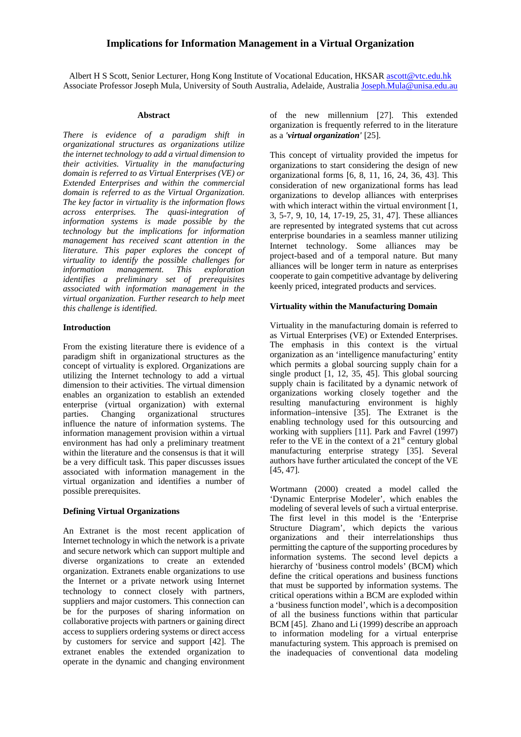# Implications for Information Management in a Virtual Organization

Albert H S Scott, Senior Lecturer, Hong Kong Institute of Vocational Education, HKSAR ascott@vtc.edu.hk
Associate Professor Joseph Mula, University of South Australia, Adelaide, Australia Joseph.Mula@unisa.edu.au

## Abstract

*There is evidence of a paradigm shift in organizational structures as organizations utilize the internet technology to add a virtual dimension to their activities. Virtuality in the manufacturing domain is referred to as Virtual Enterprises (VE) or Extended Enterprises and within the commercial domain is referred to as the Virtual Organization. The key factor in virtuality is the information flows across enterprises. The quasi-integration of information systems is made possible by the technology but the implications for information management has received scant attention in the literature. This paper explores the concept of virtuality to identify the possible challenges for information management. This exploration identifies a preliminary set of prerequisites associated with information management in the virtual organization. Further research to help meet this challenge is identified.*

## Introduction

From the existing literature there is evidence of a paradigm shift in organizational structures as the concept of virtuality is explored. Organizations are utilizing the Internet technology to add a virtual dimension to their activities. The virtual dimension enables an organization to establish an extended enterprise (virtual organization) with external parties. Changing organizational structures influence the nature of information systems. The information management provision within a virtual environment has had only a preliminary treatment within the literature and the consensus is that it will be a very difficult task. This paper discusses issues associated with information management in the virtual organization and identifies a number of possible prerequisites.

## Defining Virtual Organizations

An Extranet is the most recent application of Internet technology in which the network is a private and secure network which can support multiple and diverse organizations to create an extended organization. Extranets enable organizations to use the Internet or a private network using Internet technology to connect closely with partners, suppliers and major customers. This connection can be for the purposes of sharing information on collaborative projects with partners or gaining direct access to suppliers ordering systems or direct access by customers for service and support [42]. The extranet enables the extended organization to operate in the dynamic and changing environment of the new millennium [27]. This extended organization is frequently referred to in the literature as a ***'virtual organization'*** [25].

This concept of virtuality provided the impetus for organizations to start considering the design of new organizational forms [6, 8, 11, 16, 24, 36, 43]. This consideration of new organizational forms has lead organizations to develop alliances with enterprises with which interact within the virtual environment [1, 3, 5-7, 9, 10, 14, 17-19, 25, 31, 47]. These alliances are represented by integrated systems that cut across enterprise boundaries in a seamless manner utilizing Internet technology. Some alliances may be project-based and of a temporal nature. But many alliances will be longer term in nature as enterprises cooperate to gain competitive advantage by delivering keenly priced, integrated products and services.

## Virtuality within the Manufacturing Domain

Virtuality in the manufacturing domain is referred to as Virtual Enterprises (VE) or Extended Enterprises. The emphasis in this context is the virtual organization as an 'intelligence manufacturing' entity which permits a global sourcing supply chain for a single product [1, 12, 35, 45]. This global sourcing supply chain is facilitated by a dynamic network of organizations working closely together and the resulting manufacturing environment is highly information–intensive [35]. The Extranet is the enabling technology used for this outsourcing and working with suppliers [11]. Park and Favrel (1997) refer to the VE in the context of a 21st century global manufacturing enterprise strategy [35]. Several authors have further articulated the concept of the VE [45, 47].

Wortmann (2000) created a model called the 'Dynamic Enterprise Modeler', which enables the modeling of several levels of such a virtual enterprise. The first level in this model is the 'Enterprise Structure Diagram', which depicts the various organizations and their interrelationships thus permitting the capture of the supporting procedures by information systems. The second level depicts a hierarchy of 'business control models' (BCM) which define the critical operations and business functions that must be supported by information systems. The critical operations within a BCM are exploded within a 'business function model', which is a decomposition of all the business functions within that particular BCM [45]. Zhano and Li (1999) describe an approach to information modeling for a virtual enterprise manufacturing system. This approach is premised on the inadequacies of conventional data modeling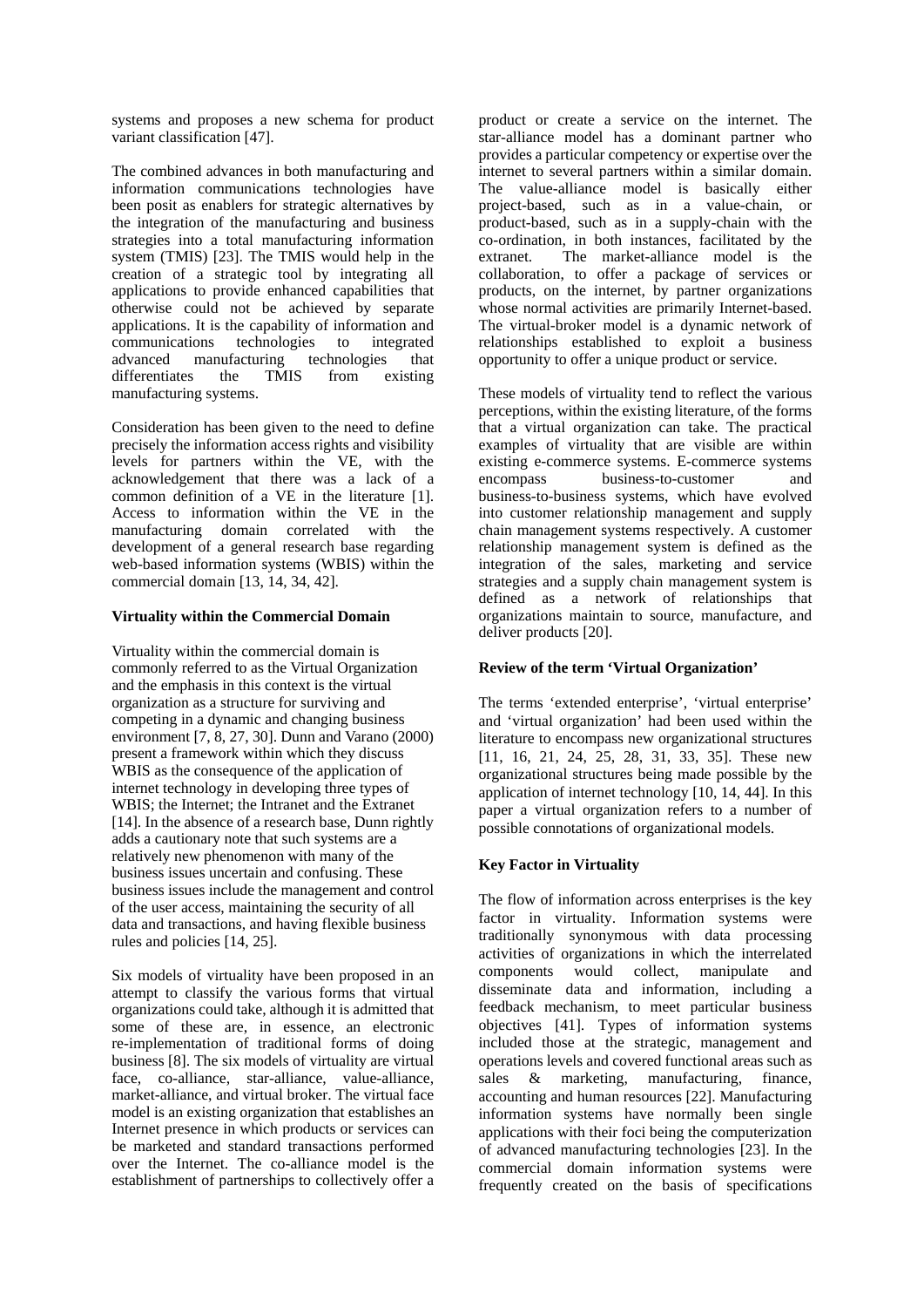systems and proposes a new schema for product variant classification [47].

The combined advances in both manufacturing and information communications technologies have been posit as enablers for strategic alternatives by the integration of the manufacturing and business strategies into a total manufacturing information system (TMIS) [23]. The TMIS would help in the creation of a strategic tool by integrating all applications to provide enhanced capabilities that otherwise could not be achieved by separate applications. It is the capability of information and communications technologies to integrated advanced manufacturing technologies that differentiates the TMIS from existing manufacturing systems.

Consideration has been given to the need to define precisely the information access rights and visibility levels for partners within the VE, with the acknowledgement that there was a lack of a common definition of a VE in the literature [1]. Access to information within the VE in the manufacturing domain correlated with the development of a general research base regarding web-based information systems (WBIS) within the commercial domain [13, 14, 34, 42].

**Virtuality within the Commercial Domain**

Virtuality within the commercial domain is commonly referred to as the Virtual Organization and the emphasis in this context is the virtual organization as a structure for surviving and competing in a dynamic and changing business environment [7, 8, 27, 30]. Dunn and Varano (2000) present a framework within which they discuss WBIS as the consequence of the application of internet technology in developing three types of WBIS; the Internet; the Intranet and the Extranet [14]. In the absence of a research base, Dunn rightly adds a cautionary note that such systems are a relatively new phenomenon with many of the business issues uncertain and confusing. These business issues include the management and control of the user access, maintaining the security of all data and transactions, and having flexible business rules and policies [14, 25].

Six models of virtuality have been proposed in an attempt to classify the various forms that virtual organizations could take, although it is admitted that some of these are, in essence, an electronic re-implementation of traditional forms of doing business [8]. The six models of virtuality are virtual face, co-alliance, star-alliance, value-alliance, market-alliance, and virtual broker. The virtual face model is an existing organization that establishes an Internet presence in which products or services can be marketed and standard transactions performed over the Internet. The co-alliance model is the establishment of partnerships to collectively offer a product or create a service on the internet. The star-alliance model has a dominant partner who provides a particular competency or expertise over the internet to several partners within a similar domain. The value-alliance model is basically either project-based, such as in a value-chain, or product-based, such as in a supply-chain with the co-ordination, in both instances, facilitated by the extranet. The market-alliance model is the collaboration, to offer a package of services or products, on the internet, by partner organizations whose normal activities are primarily Internet-based. The virtual-broker model is a dynamic network of relationships established to exploit a business opportunity to offer a unique product or service.

These models of virtuality tend to reflect the various perceptions, within the existing literature, of the forms that a virtual organization can take. The practical examples of virtuality that are visible are within existing e-commerce systems. E-commerce systems encompass business-to-customer and business-to-business systems, which have evolved into customer relationship management and supply chain management systems respectively. A customer relationship management system is defined as the integration of the sales, marketing and service strategies and a supply chain management system is defined as a network of relationships that organizations maintain to source, manufacture, and deliver products [20].

**Review of the term 'Virtual Organization'**

The terms 'extended enterprise', 'virtual enterprise' and 'virtual organization' had been used within the literature to encompass new organizational structures [11, 16, 21, 24, 25, 28, 31, 33, 35]. These new organizational structures being made possible by the application of internet technology [10, 14, 44]. In this paper a virtual organization refers to a number of possible connotations of organizational models.

**Key Factor in Virtuality**

The flow of information across enterprises is the key factor in virtuality. Information systems were traditionally synonymous with data processing activities of organizations in which the interrelated components would collect, manipulate and disseminate data and information, including a feedback mechanism, to meet particular business objectives [41]. Types of information systems included those at the strategic, management and operations levels and covered functional areas such as sales & marketing, manufacturing, finance, accounting and human resources [22]. Manufacturing information systems have normally been single applications with their foci being the computerization of advanced manufacturing technologies [23]. In the commercial domain information systems were frequently created on the basis of specifications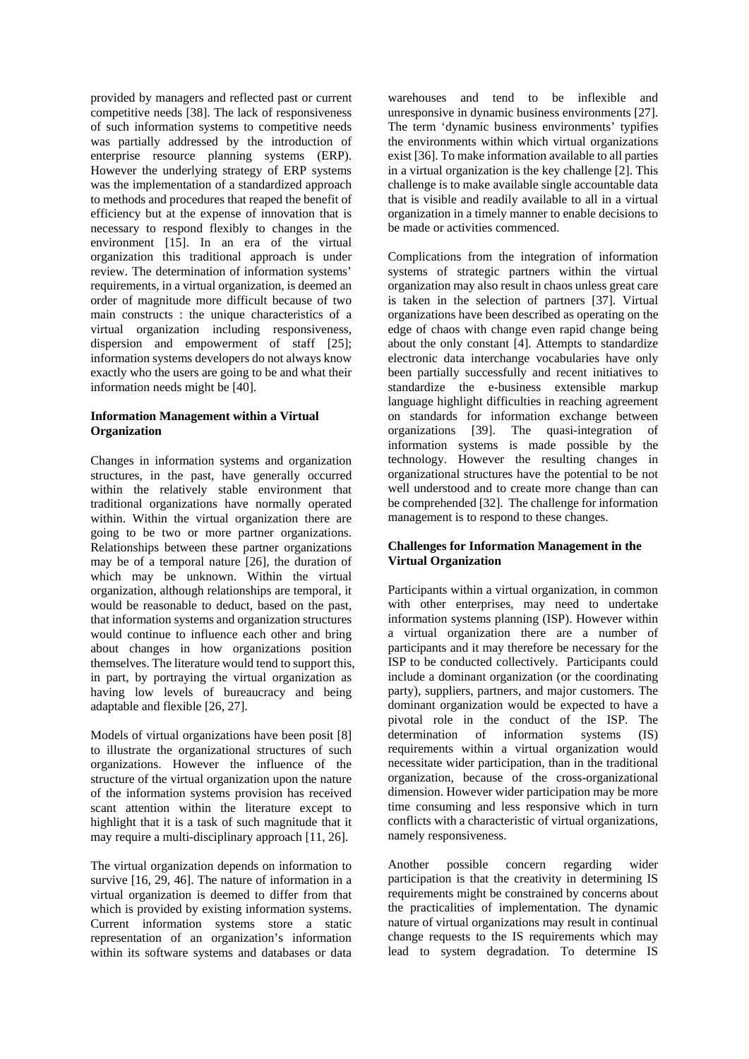provided by managers and reflected past or current competitive needs [38]. The lack of responsiveness of such information systems to competitive needs was partially addressed by the introduction of enterprise resource planning systems (ERP). However the underlying strategy of ERP systems was the implementation of a standardized approach to methods and procedures that reaped the benefit of efficiency but at the expense of innovation that is necessary to respond flexibly to changes in the environment [15]. In an era of the virtual organization this traditional approach is under review. The determination of information systems' requirements, in a virtual organization, is deemed an order of magnitude more difficult because of two main constructs : the unique characteristics of a virtual organization including responsiveness, dispersion and empowerment of staff [25]; information systems developers do not always know exactly who the users are going to be and what their information needs might be [40].

**Information Management within a Virtual Organization**

Changes in information systems and organization structures, in the past, have generally occurred within the relatively stable environment that traditional organizations have normally operated within. Within the virtual organization there are going to be two or more partner organizations. Relationships between these partner organizations may be of a temporal nature [26], the duration of which may be unknown. Within the virtual organization, although relationships are temporal, it would be reasonable to deduct, based on the past, that information systems and organization structures would continue to influence each other and bring about changes in how organizations position themselves. The literature would tend to support this, in part, by portraying the virtual organization as having low levels of bureaucracy and being adaptable and flexible [26, 27].

Models of virtual organizations have been posit [8] to illustrate the organizational structures of such organizations. However the influence of the structure of the virtual organization upon the nature of the information systems provision has received scant attention within the literature except to highlight that it is a task of such magnitude that it may require a multi-disciplinary approach [11, 26].

The virtual organization depends on information to survive [16, 29, 46]. The nature of information in a virtual organization is deemed to differ from that which is provided by existing information systems. Current information systems store a static representation of an organization's information within its software systems and databases or data warehouses and tend to be inflexible and unresponsive in dynamic business environments [27]. The term 'dynamic business environments' typifies the environments within which virtual organizations exist [36]. To make information available to all parties in a virtual organization is the key challenge [2]. This challenge is to make available single accountable data that is visible and readily available to all in a virtual organization in a timely manner to enable decisions to be made or activities commenced.

Complications from the integration of information systems of strategic partners within the virtual organization may also result in chaos unless great care is taken in the selection of partners [37]. Virtual organizations have been described as operating on the edge of chaos with change even rapid change being about the only constant [4]. Attempts to standardize electronic data interchange vocabularies have only been partially successfully and recent initiatives to standardize the e-business extensible markup language highlight difficulties in reaching agreement on standards for information exchange between organizations [39]. The quasi-integration of information systems is made possible by the technology. However the resulting changes in organizational structures have the potential to be not well understood and to create more change than can be comprehended [32]. The challenge for information management is to respond to these changes.

**Challenges for Information Management in the Virtual Organization**

Participants within a virtual organization, in common with other enterprises, may need to undertake information systems planning (ISP). However within a virtual organization there are a number of participants and it may therefore be necessary for the ISP to be conducted collectively. Participants could include a dominant organization (or the coordinating party), suppliers, partners, and major customers. The dominant organization would be expected to have a pivotal role in the conduct of the ISP. The determination of information systems (IS) requirements within a virtual organization would necessitate wider participation, than in the traditional organization, because of the cross-organizational dimension. However wider participation may be more time consuming and less responsive which in turn conflicts with a characteristic of virtual organizations, namely responsiveness.

Another possible concern regarding wider participation is that the creativity in determining IS requirements might be constrained by concerns about the practicalities of implementation. The dynamic nature of virtual organizations may result in continual change requests to the IS requirements which may lead to system degradation. To determine IS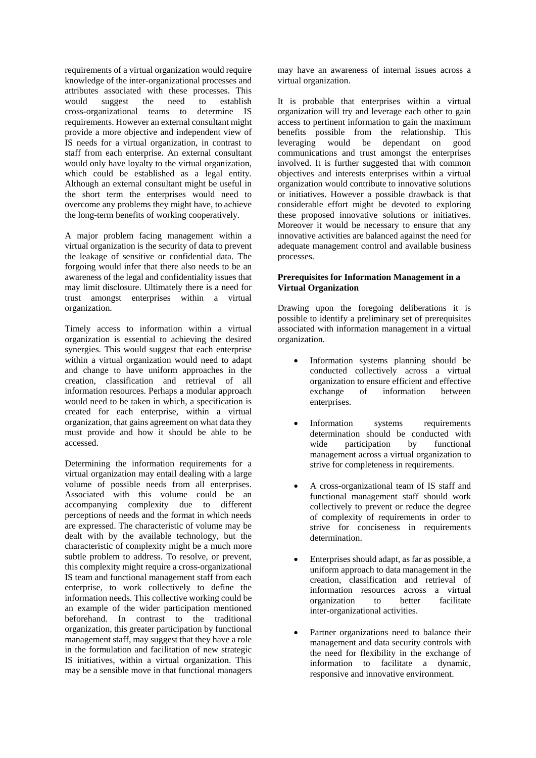requirements of a virtual organization would require knowledge of the inter-organizational processes and attributes associated with these processes. This would suggest the need to establish cross-organizational teams to determine IS requirements. However an external consultant might provide a more objective and independent view of IS needs for a virtual organization, in contrast to staff from each enterprise. An external consultant would only have loyalty to the virtual organization, which could be established as a legal entity. Although an external consultant might be useful in the short term the enterprises would need to overcome any problems they might have, to achieve the long-term benefits of working cooperatively.

A major problem facing management within a virtual organization is the security of data to prevent the leakage of sensitive or confidential data. The forgoing would infer that there also needs to be an awareness of the legal and confidentiality issues that may limit disclosure. Ultimately there is a need for trust amongst enterprises within a virtual organization.

Timely access to information within a virtual organization is essential to achieving the desired synergies. This would suggest that each enterprise within a virtual organization would need to adapt and change to have uniform approaches in the creation, classification and retrieval of all information resources. Perhaps a modular approach would need to be taken in which, a specification is created for each enterprise, within a virtual organization, that gains agreement on what data they must provide and how it should be able to be accessed.

Determining the information requirements for a virtual organization may entail dealing with a large volume of possible needs from all enterprises. Associated with this volume could be an accompanying complexity due to different perceptions of needs and the format in which needs are expressed. The characteristic of volume may be dealt with by the available technology, but the characteristic of complexity might be a much more subtle problem to address. To resolve, or prevent, this complexity might require a cross-organizational IS team and functional management staff from each enterprise, to work collectively to define the information needs. This collective working could be an example of the wider participation mentioned beforehand. In contrast to the traditional organization, this greater participation by functional management staff, may suggest that they have a role in the formulation and facilitation of new strategic IS initiatives, within a virtual organization. This may be a sensible move in that functional managers may have an awareness of internal issues across a virtual organization.

It is probable that enterprises within a virtual organization will try and leverage each other to gain access to pertinent information to gain the maximum benefits possible from the relationship. This leveraging would be dependant on good communications and trust amongst the enterprises involved. It is further suggested that with common objectives and interests enterprises within a virtual organization would contribute to innovative solutions or initiatives. However a possible drawback is that considerable effort might be devoted to exploring these proposed innovative solutions or initiatives. Moreover it would be necessary to ensure that any innovative activities are balanced against the need for adequate management control and available business processes.

**Prerequisites for Information Management in a Virtual Organization**

Drawing upon the foregoing deliberations it is possible to identify a preliminary set of prerequisites associated with information management in a virtual organization.

- Information systems planning should be conducted collectively across a virtual organization to ensure efficient and effective exchange of information between enterprises.

- Information systems requirements determination should be conducted with wide participation by functional management across a virtual organization to strive for completeness in requirements.

- A cross-organizational team of IS staff and functional management staff should work collectively to prevent or reduce the degree of complexity of requirements in order to strive for conciseness in requirements determination.

- Enterprises should adapt, as far as possible, a uniform approach to data management in the creation, classification and retrieval of information resources across a virtual organization to better facilitate inter-organizational activities.

- Partner organizations need to balance their management and data security controls with the need for flexibility in the exchange of information to facilitate a dynamic, responsive and innovative environment.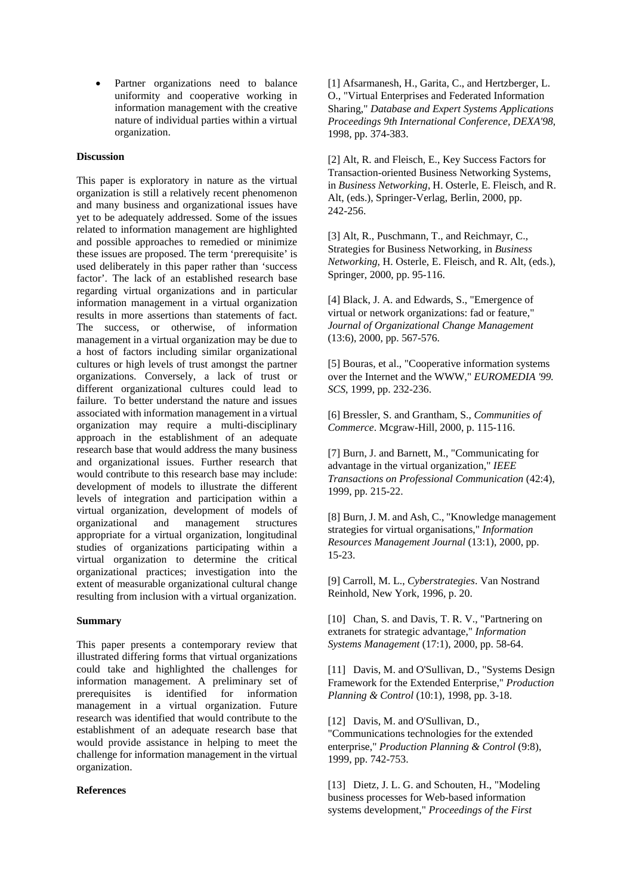- Partner organizations need to balance uniformity and cooperative working in information management with the creative nature of individual parties within a virtual organization.

**Discussion**

This paper is exploratory in nature as the virtual organization is still a relatively recent phenomenon and many business and organizational issues have yet to be adequately addressed. Some of the issues related to information management are highlighted and possible approaches to remedied or minimize these issues are proposed. The term 'prerequisite' is used deliberately in this paper rather than 'success factor'. The lack of an established research base regarding virtual organizations and in particular information management in a virtual organization results in more assertions than statements of fact. The success, or otherwise, of information management in a virtual organization may be due to a host of factors including similar organizational cultures or high levels of trust amongst the partner organizations. Conversely, a lack of trust or different organizational cultures could lead to failure. To better understand the nature and issues associated with information management in a virtual organization may require a multi-disciplinary approach in the establishment of an adequate research base that would address the many business and organizational issues. Further research that would contribute to this research base may include: development of models to illustrate the different levels of integration and participation within a virtual organization, development of models of organizational and management structures appropriate for a virtual organization, longitudinal studies of organizations participating within a virtual organization to determine the critical organizational practices; investigation into the extent of measurable organizational cultural change resulting from inclusion with a virtual organization.

**Summary**

This paper presents a contemporary review that illustrated differing forms that virtual organizations could take and highlighted the challenges for information management. A preliminary set of prerequisites is identified for information management in a virtual organization. Future research was identified that would contribute to the establishment of an adequate research base that would provide assistance in helping to meet the challenge for information management in the virtual organization.

**References**

[1] Afsarmanesh, H., Garita, C., and Hertzberger, L. O., "Virtual Enterprises and Federated Information Sharing," *Database and Expert Systems Applications Proceedings 9th International Conference, DEXA'98*, 1998, pp. 374-383.

[2] Alt, R. and Fleisch, E., Key Success Factors for Transaction-oriented Business Networking Systems, in *Business Networking*, H. Osterle, E. Fleisch, and R. Alt, (eds.), Springer-Verlag, Berlin, 2000, pp. 242-256.

[3] Alt, R., Puschmann, T., and Reichmayr, C., Strategies for Business Networking, in *Business Networking*, H. Osterle, E. Fleisch, and R. Alt, (eds.), Springer, 2000, pp. 95-116.

[4] Black, J. A. and Edwards, S., "Emergence of virtual or network organizations: fad or feature," *Journal of Organizational Change Management* (13:6), 2000, pp. 567-576.

[5] Bouras, et al., "Cooperative information systems over the Internet and the WWW," *EUROMEDIA '99. SCS*, 1999, pp. 232-236.

[6] Bressler, S. and Grantham, S., *Communities of Commerce*. Mcgraw-Hill, 2000, p. 115-116.

[7] Burn, J. and Barnett, M., "Communicating for advantage in the virtual organization," *IEEE Transactions on Professional Communication* (42:4), 1999, pp. 215-22.

[8] Burn, J. M. and Ash, C., "Knowledge management strategies for virtual organisations," *Information Resources Management Journal* (13:1), 2000, pp. 15-23.

[9] Carroll, M. L., *Cyberstrategies*. Van Nostrand Reinhold, New York, 1996, p. 20.

[10] Chan, S. and Davis, T. R. V., "Partnering on extranets for strategic advantage," *Information Systems Management* (17:1), 2000, pp. 58-64.

[11] Davis, M. and O'Sullivan, D., "Systems Design Framework for the Extended Enterprise," *Production Planning & Control* (10:1), 1998, pp. 3-18.

[12] Davis, M. and O'Sullivan, D., "Communications technologies for the extended enterprise," *Production Planning & Control* (9:8), 1999, pp. 742-753.

[13] Dietz, J. L. G. and Schouten, H., "Modeling business processes for Web-based information systems development," *Proceedings of the First*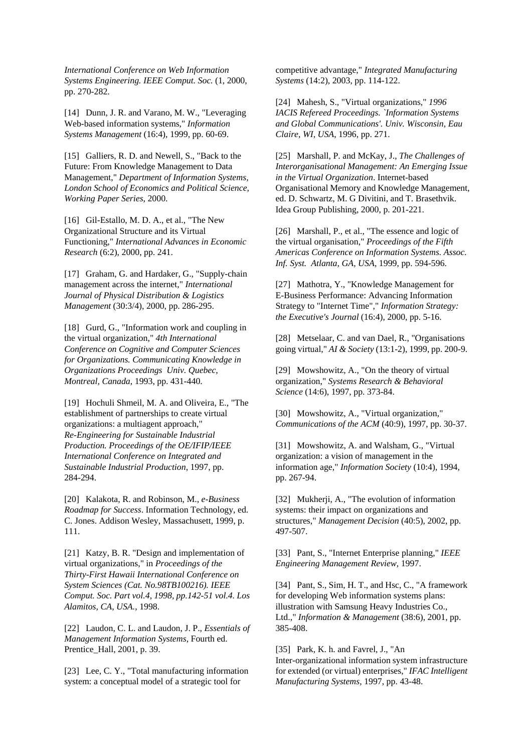*International Conference on Web Information Systems Engineering. IEEE Comput. Soc.* (1, 2000, pp. 270-282.

[14] Dunn, J. R. and Varano, M. W., "Leveraging Web-based information systems," *Information Systems Management* (16:4), 1999, pp. 60-69.

[15] Galliers, R. D. and Newell, S., "Back to the Future: From Knowledge Management to Data Management," *Department of Information Systems, London School of Economics and Political Science, Working Paper Series*, 2000.

[16] Gil-Estallo, M. D. A., et al., "The New Organizational Structure and its Virtual Functioning," *International Advances in Economic Research* (6:2), 2000, pp. 241.

[17] Graham, G. and Hardaker, G., "Supply-chain management across the internet," *International Journal of Physical Distribution & Logistics Management* (30:3/4), 2000, pp. 286-295.

[18] Gurd, G., "Information work and coupling in the virtual organization," *4th International Conference on Cognitive and Computer Sciences for Organizations. Communicating Knowledge in Organizations Proceedings Univ. Quebec, Montreal, Canada*, 1993, pp. 431-440.

[19] Hochuli Shmeil, M. A. and Oliveira, E., "The establishment of partnerships to create virtual organizations: a multiagent approach," *Re-Engineering for Sustainable Industrial Production. Proceedings of the OE/IFIP/IEEE International Conference on Integrated and Sustainable Industrial Production*, 1997, pp. 284-294.

[20] Kalakota, R. and Robinson, M., *e-Business Roadmap for Success*. Information Technology, ed. C. Jones. Addison Wesley, Massachusett, 1999, p. 111.

[21] Katzy, B. R. "Design and implementation of virtual organizations," in *Proceedings of the Thirty-First Hawaii International Conference on System Sciences (Cat. No.98TB100216). IEEE Comput. Soc. Part vol.4, 1998, pp.142-51 vol.4. Los Alamitos, CA, USA.*, 1998.

[22] Laudon, C. L. and Laudon, J. P., *Essentials of Management Information Systems*, Fourth ed. Prentice_Hall, 2001, p. 39.

[23] Lee, C. Y., "Total manufacturing information system: a conceptual model of a strategic tool for competitive advantage," *Integrated Manufacturing Systems* (14:2), 2003, pp. 114-122.

[24] Mahesh, S., "Virtual organizations," *1996 IACIS Refereed Proceedings. `Information Systems and Global Communications'. Univ. Wisconsin, Eau Claire, WI, USA*, 1996, pp. 271.

[25] Marshall, P. and McKay, J., *The Challenges of Interorganisational Management: An Emerging Issue in the Virtual Organization*. Internet-based Organisational Memory and Knowledge Management, ed. D. Schwartz, M. G Divitini, and T. Brasethvik. Idea Group Publishing, 2000, p. 201-221.

[26] Marshall, P., et al., "The essence and logic of the virtual organisation," *Proceedings of the Fifth Americas Conference on Information Systems. Assoc. Inf. Syst. Atlanta, GA, USA*, 1999, pp. 594-596.

[27] Mathotra, Y., "Knowledge Management for E-Business Performance: Advancing Information Strategy to "Internet Time"," *Information Strategy: the Executive's Journal* (16:4), 2000, pp. 5-16.

[28] Metselaar, C. and van Dael, R., "Organisations going virtual," *AI & Society* (13:1-2), 1999, pp. 200-9.

[29] Mowshowitz, A., "On the theory of virtual organization," *Systems Research & Behavioral Science* (14:6), 1997, pp. 373-84.

[30] Mowshowitz, A., "Virtual organization," *Communications of the ACM* (40:9), 1997, pp. 30-37.

[31] Mowshowitz, A. and Walsham, G., "Virtual organization: a vision of management in the information age," *Information Society* (10:4), 1994, pp. 267-94.

[32] Mukherji, A., "The evolution of information systems: their impact on organizations and structures," *Management Decision* (40:5), 2002, pp. 497-507.

[33] Pant, S., "Internet Enterprise planning," *IEEE Engineering Management Review*, 1997.

[34] Pant, S., Sim, H. T., and Hsc, C., "A framework for developing Web information systems plans: illustration with Samsung Heavy Industries Co., Ltd.," *Information & Management* (38:6), 2001, pp. 385-408.

[35] Park, K. h. and Favrel, J., "An Inter-organizational information system infrastructure for extended (or virtual) enterprises," *IFAC Intelligent Manufacturing Systems*, 1997, pp. 43-48.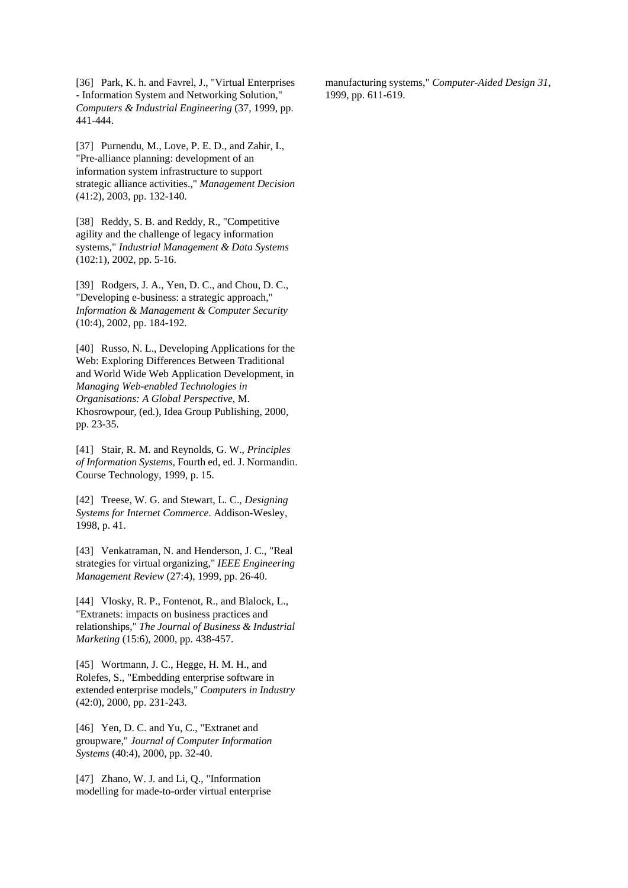[36] Park, K. h. and Favrel, J., "Virtual Enterprises - Information System and Networking Solution," *Computers & Industrial Engineering* (37, 1999, pp. 441-444.

[37] Purnendu, M., Love, P. E. D., and Zahir, I., "Pre-alliance planning: development of an information system infrastructure to support strategic alliance activities.," *Management Decision* (41:2), 2003, pp. 132-140.

[38] Reddy, S. B. and Reddy, R., "Competitive agility and the challenge of legacy information systems," *Industrial Management & Data Systems* (102:1), 2002, pp. 5-16.

[39] Rodgers, J. A., Yen, D. C., and Chou, D. C., "Developing e-business: a strategic approach," *Information & Management & Computer Security* (10:4), 2002, pp. 184-192.

[40] Russo, N. L., Developing Applications for the Web: Exploring Differences Between Traditional and World Wide Web Application Development, in *Managing Web-enabled Technologies in Organisations: A Global Perspective*, M. Khosrowpour, (ed.), Idea Group Publishing, 2000, pp. 23-35.

[41] Stair, R. M. and Reynolds, G. W., *Principles of Information Systems*, Fourth ed, ed. J. Normandin. Course Technology, 1999, p. 15.

[42] Treese, W. G. and Stewart, L. C., *Designing Systems for Internet Commerce*. Addison-Wesley, 1998, p. 41.

[43] Venkatraman, N. and Henderson, J. C., "Real strategies for virtual organizing," *IEEE Engineering Management Review* (27:4), 1999, pp. 26-40.

[44] Vlosky, R. P., Fontenot, R., and Blalock, L., "Extranets: impacts on business practices and relationships," *The Journal of Business & Industrial Marketing* (15:6), 2000, pp. 438-457.

[45] Wortmann, J. C., Hegge, H. M. H., and Rolefes, S., "Embedding enterprise software in extended enterprise models," *Computers in Industry* (42:0), 2000, pp. 231-243.

[46] Yen, D. C. and Yu, C., "Extranet and groupware," *Journal of Computer Information Systems* (40:4), 2000, pp. 32-40.

[47] Zhano, W. J. and Li, Q., "Information modelling for made-to-order virtual enterprise manufacturing systems," *Computer-Aided Design 31*, 1999, pp. 611-619.